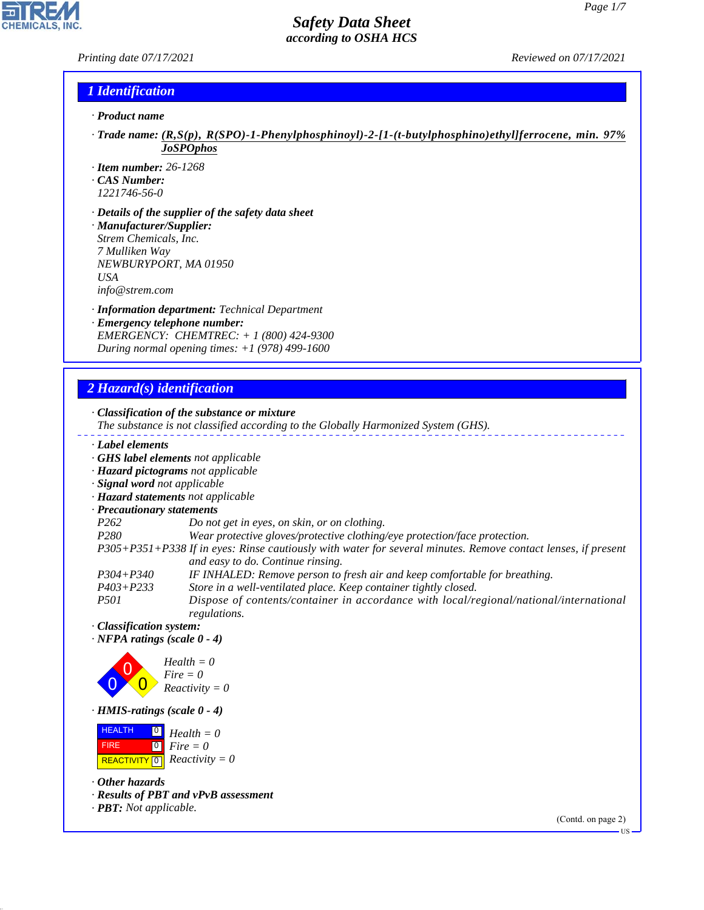# Safety Data Sheet
## according to OSHA HCS

Printing date 07/17/2021 Reviewed on 07/17/2021

## 1 Identification

· **Product name**

· **Trade name:** **(R,S(p), R(SPO)-1-Phenylphosphinoyl)-2-[1-(t-butylphosphino)ethyl]ferrocene, min. 97% JoSPOphos**

· **Item number:** 26-1268
· **CAS Number:**
1221746-56-0

· **Details of the supplier of the safety data sheet**
· **Manufacturer/Supplier:**
Strem Chemicals, Inc.
7 Mulliken Way
NEWBURYPORT, MA 01950
USA
info@strem.com

· **Information department:** Technical Department
· **Emergency telephone number:**
EMERGENCY: CHEMTREC: + 1 (800) 424-9300
During normal opening times: +1 (978) 499-1600

## 2 Hazard(s) identification

· **Classification of the substance or mixture**
The substance is not classified according to the Globally Harmonized System (GHS).

· **Label elements**
· **GHS label elements** not applicable
· **Hazard pictograms** not applicable
· **Signal word** not applicable
· **Hazard statements** not applicable
· **Precautionary statements**

| | |
|---|---|
| P262 | Do not get in eyes, on skin, or on clothing. |
| P280 | Wear protective gloves/protective clothing/eye protection/face protection. |
| P305+P351+P338 | If in eyes: Rinse cautiously with water for several minutes. Remove contact lenses, if present and easy to do. Continue rinsing. |
| P304+P340 | IF INHALED: Remove person to fresh air and keep comfortable for breathing. |
| P403+P233 | Store in a well-ventilated place. Keep container tightly closed. |
| P501 | Dispose of contents/container in accordance with local/regional/national/international regulations. |

· **Classification system:**
· **NFPA ratings (scale 0 - 4)**

Health = 0
Fire = 0
Reactivity = 0

· **HMIS-ratings (scale 0 - 4)**

| | | |
|---|---|---|
| HEALTH | 0 | Health = 0 |
| FIRE | 0 | Fire = 0 |
| REACTIVITY | 0 | Reactivity = 0 |

· **Other hazards**
· **Results of PBT and vPvB assessment**
· **PBT:** Not applicable.

(Contd. on page 2)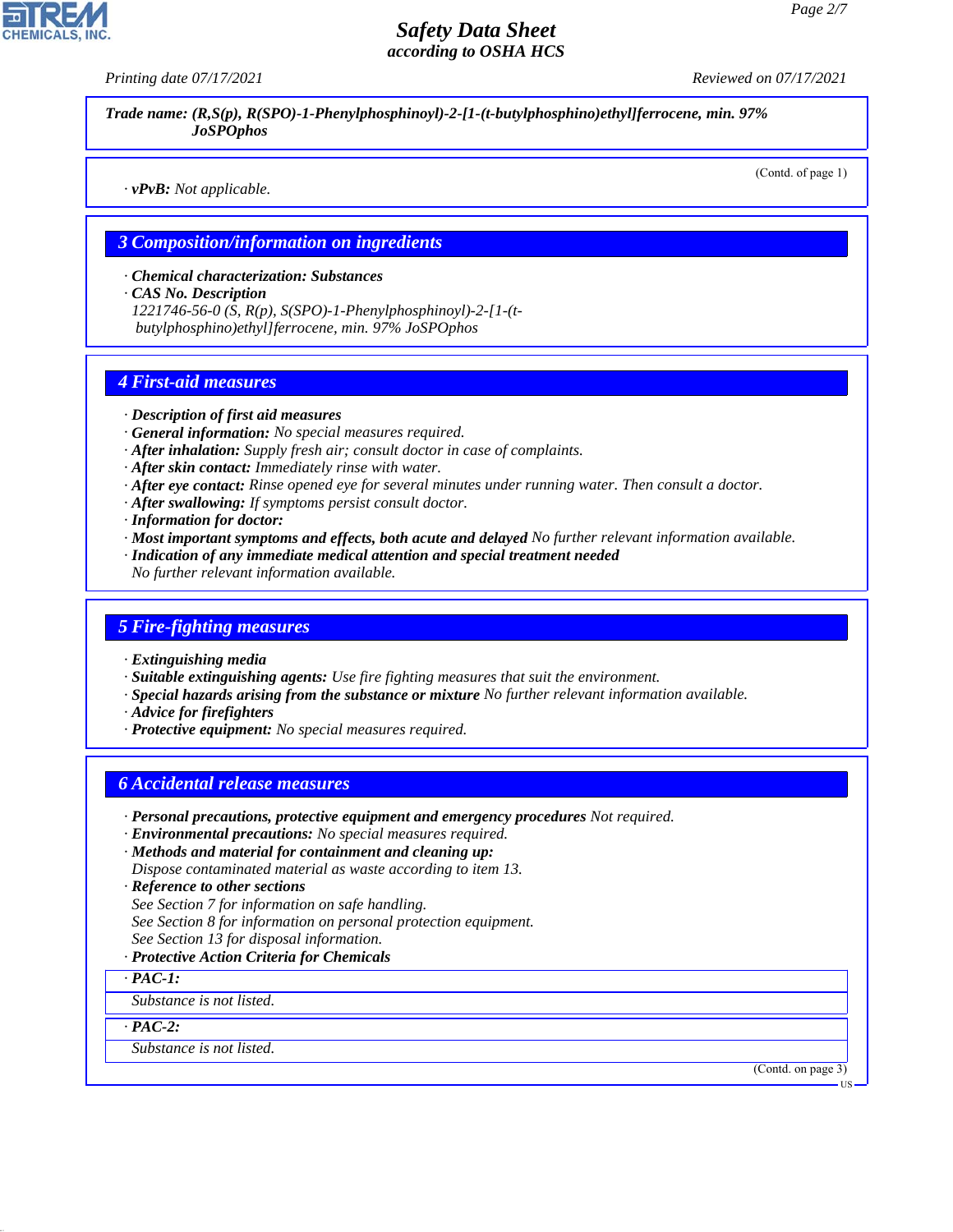Trade name: (R,S(p), R(SPO)-1-Phenylphosphinoyl)-2-[1-(t-butylphosphino)ethyl]ferrocene, min. 97% JoSPOphos

(Contd. of page 1)

· **vPvB:** Not applicable.

## 3 Composition/information on ingredients

· **Chemical characterization: Substances**
· **CAS No. Description**
1221746-56-0 (S, R(p), S(SPO)-1-Phenylphosphinoyl)-2-[1-(t-butylphosphino)ethyl]ferrocene, min. 97% JoSPOphos

## 4 First-aid measures

· **Description of first aid measures**
· **General information:** No special measures required.
· **After inhalation:** Supply fresh air; consult doctor in case of complaints.
· **After skin contact:** Immediately rinse with water.
· **After eye contact:** Rinse opened eye for several minutes under running water. Then consult a doctor.
· **After swallowing:** If symptoms persist consult doctor.
· **Information for doctor:**
· **Most important symptoms and effects, both acute and delayed** No further relevant information available.
· **Indication of any immediate medical attention and special treatment needed**
No further relevant information available.

## 5 Fire-fighting measures

· **Extinguishing media**
· **Suitable extinguishing agents:** Use fire fighting measures that suit the environment.
· **Special hazards arising from the substance or mixture** No further relevant information available.
· **Advice for firefighters**
· **Protective equipment:** No special measures required.

## 6 Accidental release measures

· **Personal precautions, protective equipment and emergency procedures** Not required.
· **Environmental precautions:** No special measures required.
· **Methods and material for containment and cleaning up:**
Dispose contaminated material as waste according to item 13.
· **Reference to other sections**
See Section 7 for information on safe handling.
See Section 8 for information on personal protection equipment.
See Section 13 for disposal information.
· **Protective Action Criteria for Chemicals**

· **PAC-1:**
Substance is not listed.

· **PAC-2:**
Substance is not listed.

(Contd. on page 3)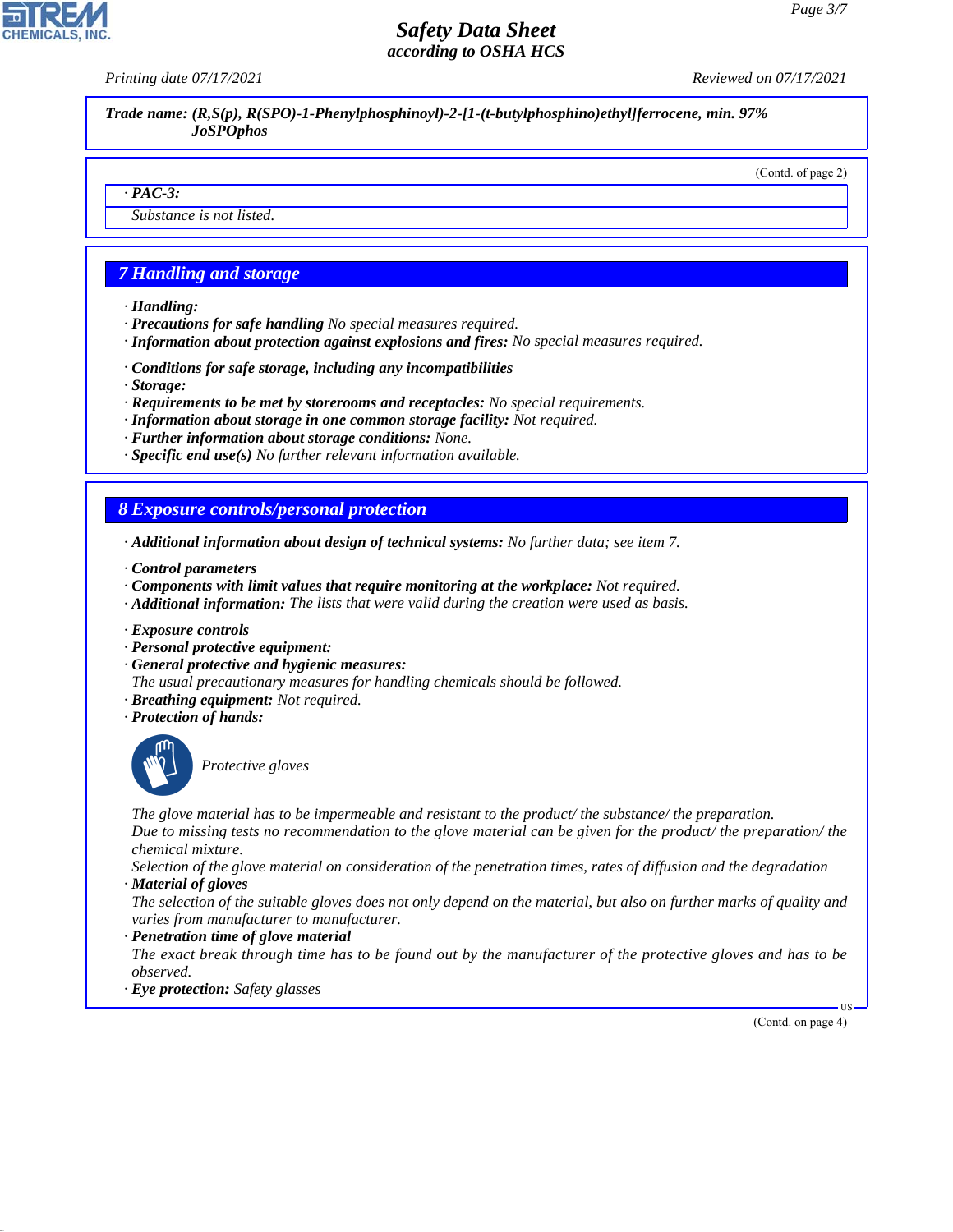Trade name: (R,S(p), R(SPO)-1-Phenylphosphinoyl)-2-[1-(t-butylphosphino)ethyl]ferrocene, min. 97% JoSPOphos

(Contd. of page 2)

· **PAC-3:**

Substance is not listed.

## 7 Handling and storage

· **Handling:**
· **Precautions for safe handling** No special measures required.
· **Information about protection against explosions and fires:** No special measures required.

· **Conditions for safe storage, including any incompatibilities**
· **Storage:**
· **Requirements to be met by storerooms and receptacles:** No special requirements.
· **Information about storage in one common storage facility:** Not required.
· **Further information about storage conditions:** None.
· **Specific end use(s)** No further relevant information available.

## 8 Exposure controls/personal protection

· **Additional information about design of technical systems:** No further data; see item 7.

· **Control parameters**
· **Components with limit values that require monitoring at the workplace:** Not required.
· **Additional information:** The lists that were valid during the creation were used as basis.

· **Exposure controls**
· **Personal protective equipment:**
· **General protective and hygienic measures:**
The usual precautionary measures for handling chemicals should be followed.
· **Breathing equipment:** Not required.
· **Protection of hands:**

Protective gloves

The glove material has to be impermeable and resistant to the product/ the substance/ the preparation.
Due to missing tests no recommendation to the glove material can be given for the product/ the preparation/ the chemical mixture.
Selection of the glove material on consideration of the penetration times, rates of diffusion and the degradation
· **Material of gloves**
The selection of the suitable gloves does not only depend on the material, but also on further marks of quality and varies from manufacturer to manufacturer.
· **Penetration time of glove material**
The exact break through time has to be found out by the manufacturer of the protective gloves and has to be observed.
· **Eye protection:** Safety glasses

(Contd. on page 4)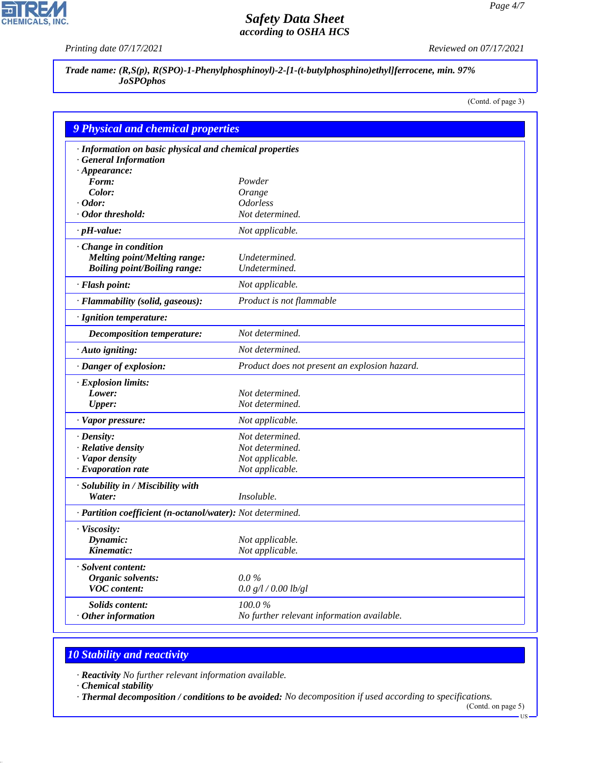Trade name: **(R,S(p), R(SPO)-1-Phenylphosphinoyl)-2-[1-(t-butylphosphino)ethyl]ferrocene, min. 97% JoSPOphos**

(Contd. of page 3)

## 9 Physical and chemical properties

| | |
|---|---|
| · **Information on basic physical and chemical properties** | |
| · **General Information** | |
| · **Appearance:** | |
| **Form:** | Powder |
| **Color:** | Orange |
| · **Odor:** | Odorless |
| · **Odor threshold:** | Not determined. |
| · **pH-value:** | Not applicable. |
| · **Change in condition** | |
| **Melting point/Melting range:** | Undetermined. |
| **Boiling point/Boiling range:** | Undetermined. |
| · **Flash point:** | Not applicable. |
| · **Flammability (solid, gaseous):** | Product is not flammable |
| · **Ignition temperature:** | |
| **Decomposition temperature:** | Not determined. |
| · **Auto igniting:** | Not determined. |
| · **Danger of explosion:** | Product does not present an explosion hazard. |
| · **Explosion limits:** | |
| **Lower:** | Not determined. |
| **Upper:** | Not determined. |
| · **Vapor pressure:** | Not applicable. |
| · **Density:** | Not determined. |
| · **Relative density** | Not determined. |
| · **Vapor density** | Not applicable. |
| · **Evaporation rate** | Not applicable. |
| · **Solubility in / Miscibility with** | |
| **Water:** | Insoluble. |
| · **Partition coefficient (n-octanol/water):** | Not determined. |
| · **Viscosity:** | |
| **Dynamic:** | Not applicable. |
| **Kinematic:** | Not applicable. |
| · **Solvent content:** | |
| **Organic solvents:** | 0.0 % |
| **VOC content:** | 0.0 g/l / 0.00 lb/gl |
| **Solids content:** | 100.0 % |
| · **Other information** | No further relevant information available. |

## 10 Stability and reactivity

· **Reactivity** No further relevant information available.
· **Chemical stability**
· **Thermal decomposition / conditions to be avoided:** No decomposition if used according to specifications.

(Contd. on page 5)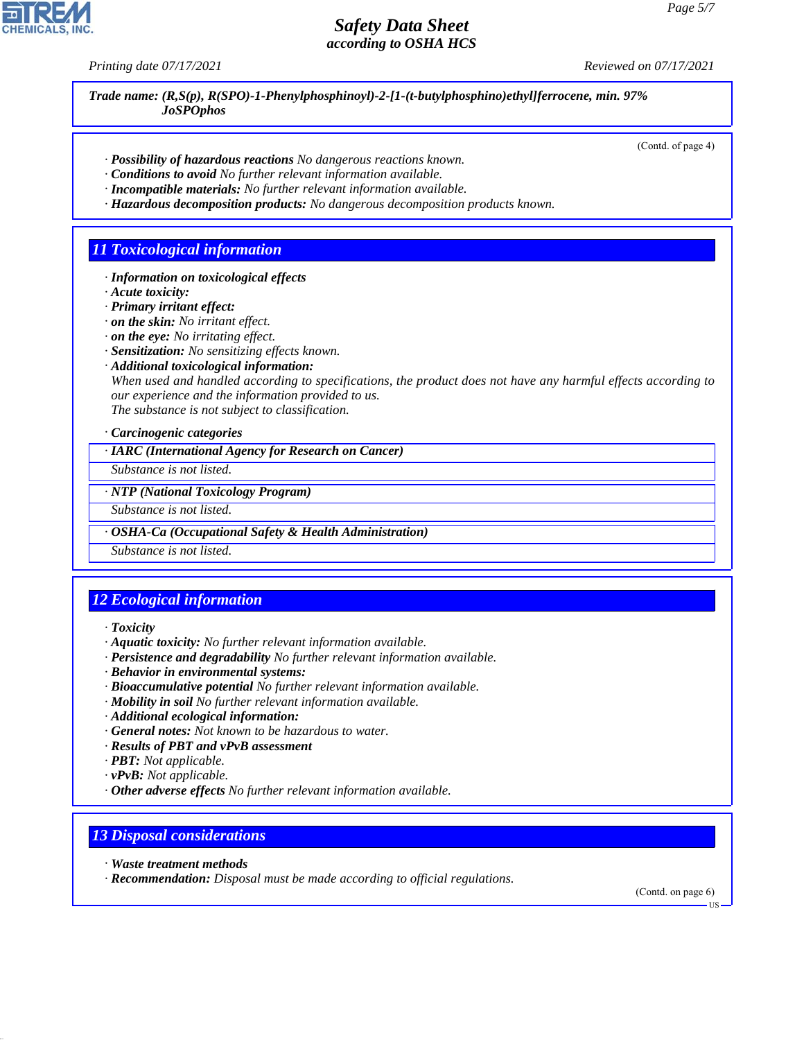**Trade name: (R,S(p), R(SPO)-1-Phenylphosphinoyl)-2-[1-(t-butylphosphino)ethyl]ferrocene, min. 97% JoSPOphos**

(Contd. of page 4)

· **Possibility of hazardous reactions** No dangerous reactions known.
· **Conditions to avoid** No further relevant information available.
· **Incompatible materials:** No further relevant information available.
· **Hazardous decomposition products:** No dangerous decomposition products known.

## 11 Toxicological information

· **Information on toxicological effects**
· **Acute toxicity:**
· **Primary irritant effect:**
· **on the skin:** No irritant effect.
· **on the eye:** No irritating effect.
· **Sensitization:** No sensitizing effects known.
· **Additional toxicological information:**
When used and handled according to specifications, the product does not have any harmful effects according to our experience and the information provided to us.
The substance is not subject to classification.

· **Carcinogenic categories**

· **IARC (International Agency for Research on Cancer)**
Substance is not listed.

· **NTP (National Toxicology Program)**
Substance is not listed.

· **OSHA-Ca (Occupational Safety & Health Administration)**
Substance is not listed.

## 12 Ecological information

· **Toxicity**
· **Aquatic toxicity:** No further relevant information available.
· **Persistence and degradability** No further relevant information available.
· **Behavior in environmental systems:**
· **Bioaccumulative potential** No further relevant information available.
· **Mobility in soil** No further relevant information available.
· **Additional ecological information:**
· **General notes:** Not known to be hazardous to water.
· **Results of PBT and vPvB assessment**
· **PBT:** Not applicable.
· **vPvB:** Not applicable.
· **Other adverse effects** No further relevant information available.

## 13 Disposal considerations

· **Waste treatment methods**
· **Recommendation:** Disposal must be made according to official regulations.

(Contd. on page 6)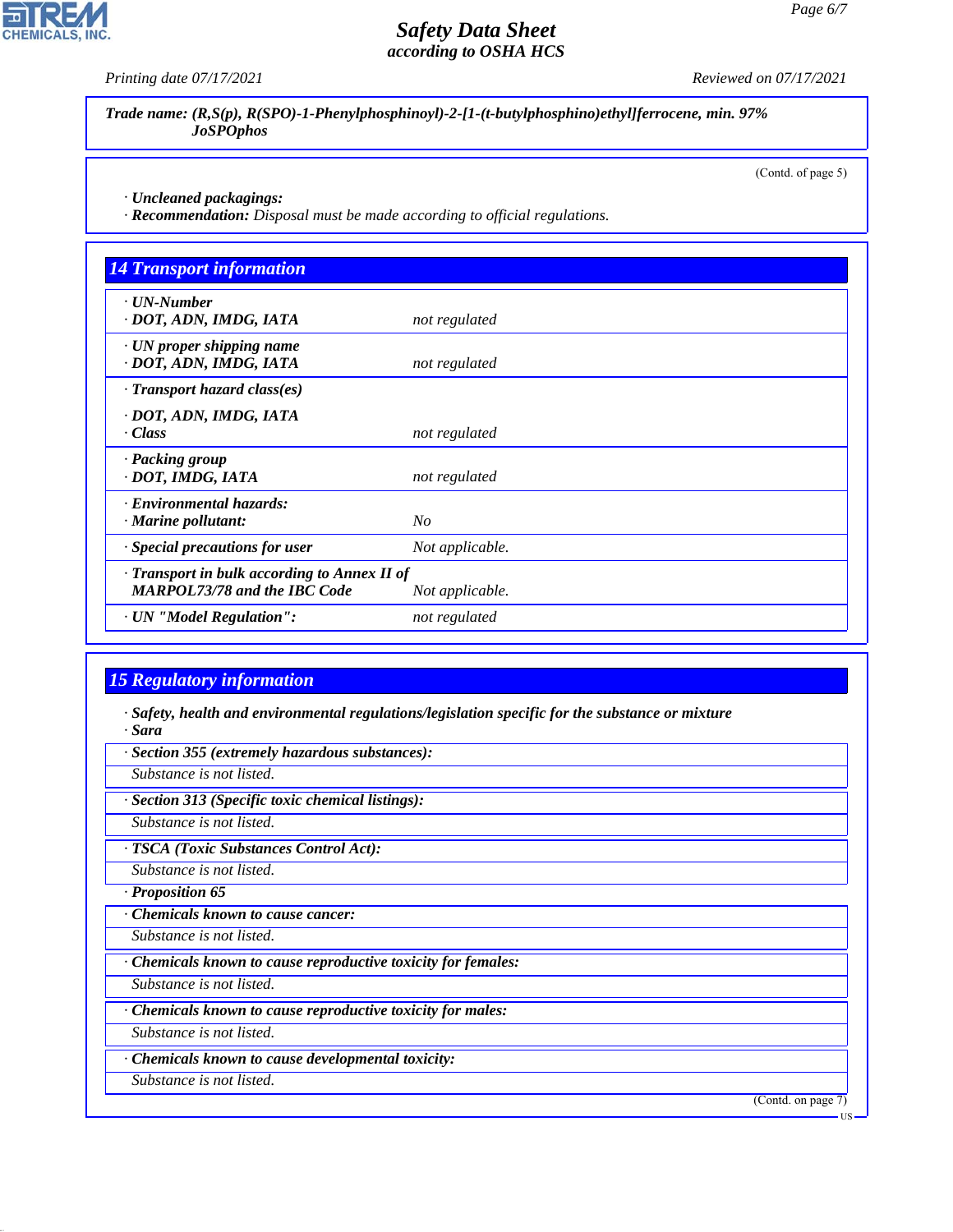**Trade name: (R,S(p), R(SPO)-1-Phenylphosphinoyl)-2-[1-(t-butylphosphino)ethyl]ferrocene, min. 97% JoSPOphos**

(Contd. of page 5)

· **Uncleaned packagings:**
· **Recommendation:** Disposal must be made according to official regulations.

## 14 Transport information

| | |
|---|---|
| · **UN-Number**<br>· **DOT, ADN, IMDG, IATA** | not regulated |
| · **UN proper shipping name**<br>· **DOT, ADN, IMDG, IATA** | not regulated |
| · **Transport hazard class(es)**<br>· **DOT, ADN, IMDG, IATA**<br>· **Class** | not regulated |
| · **Packing group**<br>· **DOT, IMDG, IATA** | not regulated |
| · **Environmental hazards:**<br>· **Marine pollutant:** | No |
| · **Special precautions for user** | Not applicable. |
| · **Transport in bulk according to Annex II of MARPOL73/78 and the IBC Code** | Not applicable. |
| · **UN "Model Regulation":** | not regulated |

## 15 Regulatory information

· **Safety, health and environmental regulations/legislation specific for the substance or mixture**
· **Sara**

· **Section 355 (extremely hazardous substances):**
Substance is not listed.

· **Section 313 (Specific toxic chemical listings):**
Substance is not listed.

· **TSCA (Toxic Substances Control Act):**
Substance is not listed.

· **Proposition 65**

· **Chemicals known to cause cancer:**
Substance is not listed.

· **Chemicals known to cause reproductive toxicity for females:**
Substance is not listed.

· **Chemicals known to cause reproductive toxicity for males:**
Substance is not listed.

· **Chemicals known to cause developmental toxicity:**
Substance is not listed.

(Contd. on page 7)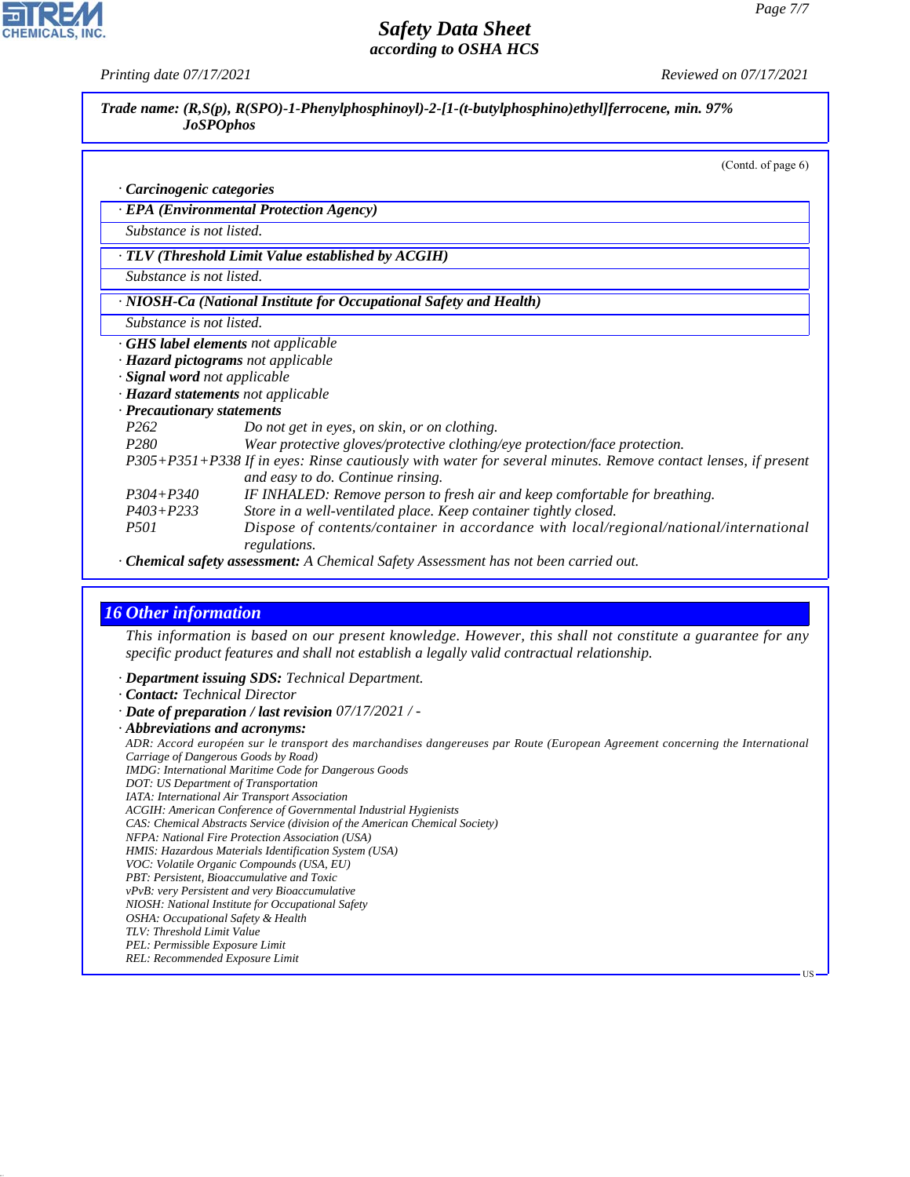**Trade name: (R,S(p), R(SPO)-1-Phenylphosphinoyl)-2-[1-(t-butylphosphino)ethyl]ferrocene, min. 97% JoSPOphos**

(Contd. of page 6)

· **Carcinogenic categories**

· **EPA (Environmental Protection Agency)**

Substance is not listed.

· **TLV (Threshold Limit Value established by ACGIH)**

Substance is not listed.

· **NIOSH-Ca (National Institute for Occupational Safety and Health)**

Substance is not listed.

· **GHS label elements** not applicable
· **Hazard pictograms** not applicable
· **Signal word** not applicable
· **Hazard statements** not applicable
· **Precautionary statements**

| | |
|---|---|
| P262 | Do not get in eyes, on skin, or on clothing. |
| P280 | Wear protective gloves/protective clothing/eye protection/face protection. |
| P305+P351+P338 | If in eyes: Rinse cautiously with water for several minutes. Remove contact lenses, if present and easy to do. Continue rinsing. |
| P304+P340 | IF INHALED: Remove person to fresh air and keep comfortable for breathing. |
| P403+P233 | Store in a well-ventilated place. Keep container tightly closed. |
| P501 | Dispose of contents/container in accordance with local/regional/national/international regulations. |

· **Chemical safety assessment:** A Chemical Safety Assessment has not been carried out.

## 16 Other information

This information is based on our present knowledge. However, this shall not constitute a guarantee for any specific product features and shall not establish a legally valid contractual relationship.

· **Department issuing SDS:** Technical Department.
· **Contact:** Technical Director
· **Date of preparation / last revision** 07/17/2021 / -
· **Abbreviations and acronyms:**

ADR: Accord européen sur le transport des marchandises dangereuses par Route (European Agreement concerning the International Carriage of Dangerous Goods by Road)
IMDG: International Maritime Code for Dangerous Goods
DOT: US Department of Transportation
IATA: International Air Transport Association
ACGIH: American Conference of Governmental Industrial Hygienists
CAS: Chemical Abstracts Service (division of the American Chemical Society)
NFPA: National Fire Protection Association (USA)
HMIS: Hazardous Materials Identification System (USA)
VOC: Volatile Organic Compounds (USA, EU)
PBT: Persistent, Bioaccumulative and Toxic
vPvB: very Persistent and very Bioaccumulative
NIOSH: National Institute for Occupational Safety
OSHA: Occupational Safety & Health
TLV: Threshold Limit Value
PEL: Permissible Exposure Limit
REL: Recommended Exposure Limit